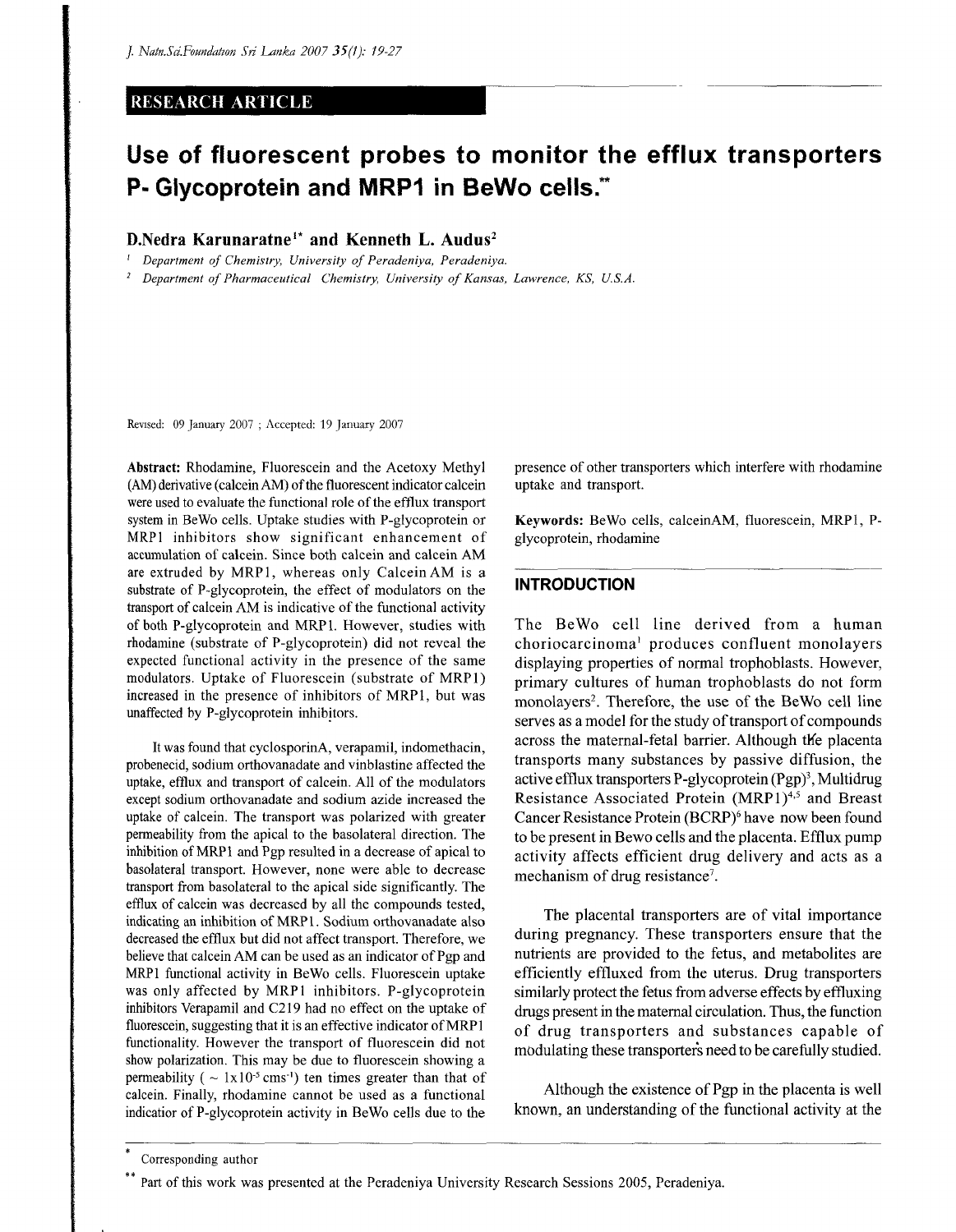RESEARCH ARTICLE

# Use of fluorescent probes to monitor the efflux transporters P- Glycoprotein and MRP1 in BeWo cells.**

**D.Nedra Karunaratne[1*] and Kenneth L. Audus[2]**

[1] Department of Chemistry, University of Peradeniya, Peradeniya.

[2] Department of Pharmaceutical Chemistry, University of Kansas, Lawrence, KS, U.S.A.

Revised: 09 January 2007 ; Accepted: 19 January 2007

**Abstract:** Rhodamine, Fluorescein and the Acetoxy Methyl (AM) derivative (calcein AM) of the fluorescent indicator calcein were used to evaluate the functional role of the efflux transport system in BeWo cells. Uptake studies with P-glycoprotein or MRP1 inhibitors show significant enhancement of accumulation of calcein. Since both calcein and calcein AM are extruded by MRP1, whereas only Calcein AM is a substrate of P-glycoprotein, the effect of modulators on the transport of calcein AM is indicative of the functional activity of both P-glycoprotein and MRP1. However, studies with rhodamine (substrate of P-glycoprotein) did not reveal the expected functional activity in the presence of the same modulators. Uptake of Fluorescein (substrate of MRP1) increased in the presence of inhibitors of MRP1, but was unaffected by P-glycoprotein inhibitors.

It was found that cyclosporinA, verapamil, indomethacin, probenecid, sodium orthovanadate and vinblastine affected the uptake, efflux and transport of calcein. All of the modulators except sodium orthovanadate and sodium azide increased the uptake of calcein. The transport was polarized with greater permeability from the apical to the basolateral direction. The inhibition of MRP1 and Pgp resulted in a decrease of apical to basolateral transport. However, none were able to decrease transport from basolateral to the apical side significantly. The efflux of calcein was decreased by all the compounds tested, indicating an inhibition of MRP1. Sodium orthovanadate also decreased the efflux but did not affect transport. Therefore, we believe that calcein AM can be used as an indicator of Pgp and MRP1 functional activity in BeWo cells. Fluorescein uptake was only affected by MRP1 inhibitors. P-glycoprotein inhibitors Verapamil and C219 had no effect on the uptake of fluorescein, suggesting that it is an effective indicator of MRP1 functionality. However the transport of fluorescein did not show polarization. This may be due to fluorescein showing a permeability ( $\sim 1\times10^{-5}$ cms$^{-1}$) ten times greater than that of calcein. Finally, rhodamine cannot be used as a functional indicatior of P-glycoprotein activity in BeWo cells due to the presence of other transporters which interfere with rhodamine uptake and transport.

**Keywords:** BeWo cells, calceinAM, fluorescein, MRP1, P-glycoprotein, rhodamine

## INTRODUCTION

The BeWo cell line derived from a human choriocarcinoma[1] produces confluent monolayers displaying properties of normal trophoblasts. However, primary cultures of human trophoblasts do not form monolayers[2]. Therefore, the use of the BeWo cell line serves as a model for the study of transport of compounds across the maternal-fetal barrier. Although the placenta transports many substances by passive diffusion, the active efflux transporters P-glycoprotein (Pgp)[3], Multidrug Resistance Associated Protein (MRP1)[4,5] and Breast Cancer Resistance Protein (BCRP)[6] have now been found to be present in Bewo cells and the placenta. Efflux pump activity affects efficient drug delivery and acts as a mechanism of drug resistance[7].

The placental transporters are of vital importance during pregnancy. These transporters ensure that the nutrients are provided to the fetus, and metabolites are efficiently effluxed from the uterus. Drug transporters similarly protect the fetus from adverse effects by effluxing drugs present in the maternal circulation. Thus, the function of drug transporters and substances capable of modulating these transporters need to be carefully studied.

Although the existence of Pgp in the placenta is well known, an understanding of the functional activity at the

* Corresponding author

** Part of this work was presented at the Peradeniya University Research Sessions 2005, Peradeniya.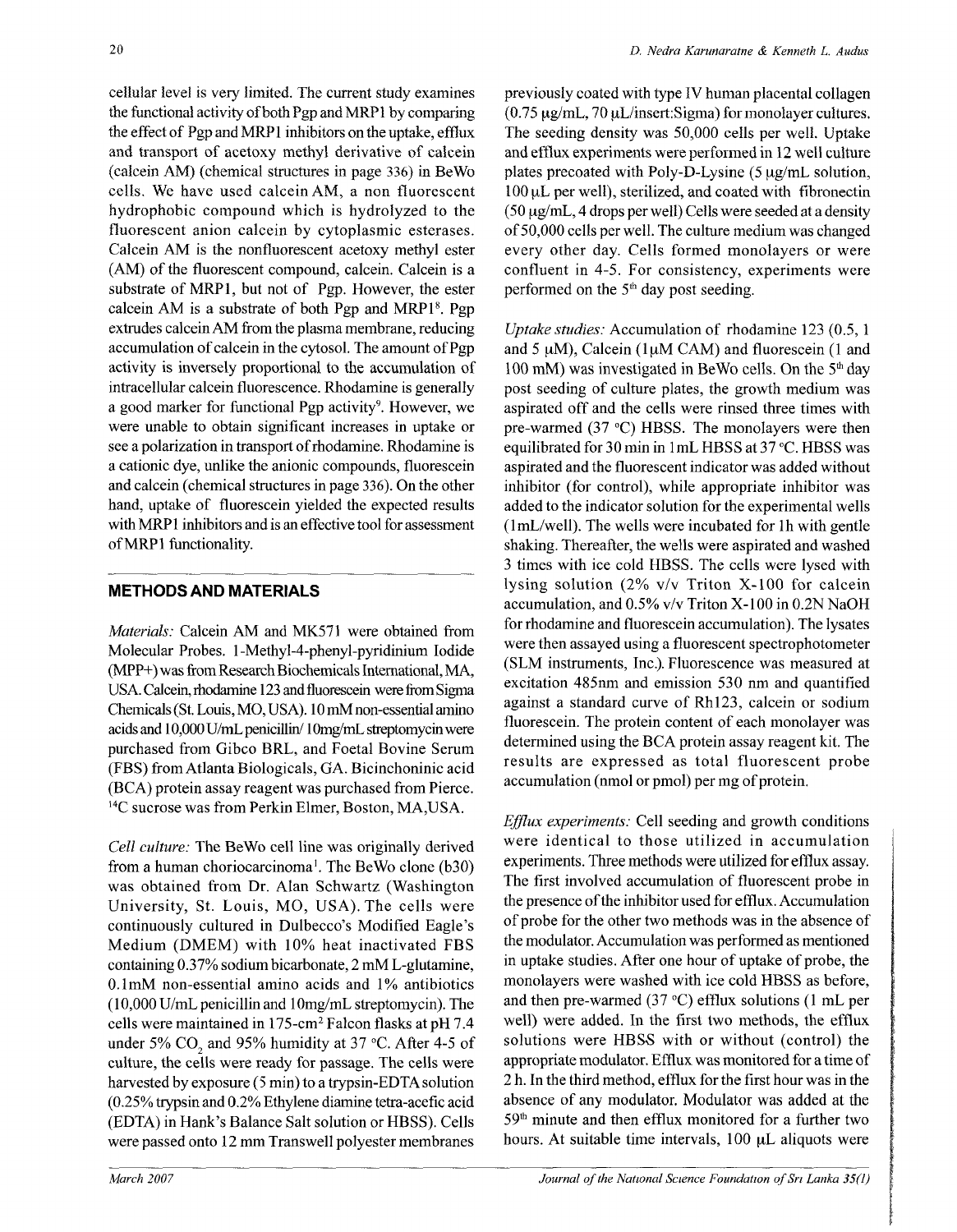cellular level is very limited. The current study examines the functional activity of both Pgp and MRP1 by comparing the effect of Pgp and MRP1 inhibitors on the uptake, efflux and transport of acetoxy methyl derivative of calcein (calcein AM) (chemical structures in page 336) in BeWo cells. We have used calcein AM, a non fluorescent hydrophobic compound which is hydrolyzed to the fluorescent anion calcein by cytoplasmic esterases. Calcein AM is the nonfluorescent acetoxy methyl ester (AM) of the fluorescent compound, calcein. Calcein is a substrate of MRP1, but not of Pgp. However, the ester calcein AM is a substrate of both Pgp and MRP1[8]. Pgp extrudes calcein AM from the plasma membrane, reducing accumulation of calcein in the cytosol. The amount of Pgp activity is inversely proportional to the accumulation of intracellular calcein fluorescence. Rhodamine is generally a good marker for functional Pgp activity[9]. However, we were unable to obtain significant increases in uptake or see a polarization in transport of rhodamine. Rhodamine is a cationic dye, unlike the anionic compounds, fluorescein and calcein (chemical structures in page 336). On the other hand, uptake of fluorescein yielded the expected results with MRP1 inhibitors and is an effective tool for assessment of MRP1 functionality.

## METHODS AND MATERIALS

*Materials:* Calcein AM and MK571 were obtained from Molecular Probes. 1-Methyl-4-phenyl-pyridinium Iodide (MPP+) was from Research Biochemicals International, MA, USA. Calcein, rhodamine 123 and fluorescein were from Sigma Chemicals (St. Louis, MO, USA). 10 mM non-essential amino acids and 10,000 U/mL penicillin/ 10mg/mL streptomycin were purchased from Gibco BRL, and Foetal Bovine Serum (FBS) from Atlanta Biologicals, GA. Bicinchoninic acid (BCA) protein assay reagent was purchased from Pierce. $^{14}C$ sucrose was from Perkin Elmer, Boston, MA,USA.

*Cell culture:* The BeWo cell line was originally derived from a human choriocarcinoma[1]. The BeWo clone (b30) was obtained from Dr. Alan Schwartz (Washington University, St. Louis, MO, USA). The cells were continuously cultured in Dulbecco's Modified Eagle's Medium (DMEM) with 10% heat inactivated FBS containing 0.37% sodium bicarbonate, 2 mM L-glutamine, 0.1mM non-essential amino acids and 1% antibiotics (10,000 U/mL penicillin and 10mg/mL streptomycin). The cells were maintained in 175-cm$^2$ Falcon flasks at pH 7.4 under 5% $CO_2$ and 95% humidity at 37 °C. After 4-5 of culture, the cells were ready for passage. The cells were harvested by exposure (5 min) to a trypsin-EDTA solution (0.25% trypsin and 0.2% Ethylene diamine tetra-acetic acid (EDTA) in Hank's Balance Salt solution or HBSS). Cells were passed onto 12 mm Transwell polyester membranes previously coated with type IV human placental collagen (0.75 μg/mL, 70 μL/insert:Sigma) for monolayer cultures. The seeding density was 50,000 cells per well. Uptake and efflux experiments were performed in 12 well culture plates precoated with Poly-D-Lysine (5 μg/mL solution, 100 μL per well), sterilized, and coated with fibronectin (50 μg/mL, 4 drops per well) Cells were seeded at a density of 50,000 cells per well. The culture medium was changed every other day. Cells formed monolayers or were confluent in 4-5. For consistency, experiments were performed on the 5$^{th}$ day post seeding.

*Uptake studies:* Accumulation of rhodamine 123 (0.5, 1 and 5 μM), Calcein (1μM CAM) and fluorescein (1 and 100 mM) was investigated in BeWo cells. On the 5$^{th}$ day post seeding of culture plates, the growth medium was aspirated off and the cells were rinsed three times with pre-warmed (37 °C) HBSS. The monolayers were then equilibrated for 30 min in 1mL HBSS at 37 °C. HBSS was aspirated and the fluorescent indicator was added without inhibitor (for control), while appropriate inhibitor was added to the indicator solution for the experimental wells (1mL/well). The wells were incubated for 1h with gentle shaking. Thereafter, the wells were aspirated and washed 3 times with ice cold HBSS. The cells were lysed with lysing solution (2% v/v Triton X-100 for calcein accumulation, and 0.5% v/v Triton X-100 in 0.2N NaOH for rhodamine and fluorescein accumulation). The lysates were then assayed using a fluorescent spectrophotometer (SLM instruments, Inc.). Fluorescence was measured at excitation 485nm and emission 530 nm and quantified against a standard curve of Rh123, calcein or sodium fluorescein. The protein content of each monolayer was determined using the BCA protein assay reagent kit. The results are expressed as total fluorescent probe accumulation (nmol or pmol) per mg of protein.

*Efflux experiments:* Cell seeding and growth conditions were identical to those utilized in accumulation experiments. Three methods were utilized for efflux assay. The first involved accumulation of fluorescent probe in the presence of the inhibitor used for efflux. Accumulation of probe for the other two methods was in the absence of the modulator. Accumulation was performed as mentioned in uptake studies. After one hour of uptake of probe, the monolayers were washed with ice cold HBSS as before, and then pre-warmed (37 °C) efflux solutions (1 mL per well) were added. In the first two methods, the efflux solutions were HBSS with or without (control) the appropriate modulator. Efflux was monitored for a time of 2 h. In the third method, efflux for the first hour was in the absence of any modulator. Modulator was added at the 59$^{th}$ minute and then efflux monitored for a further two hours. At suitable time intervals, 100 μL aliquots were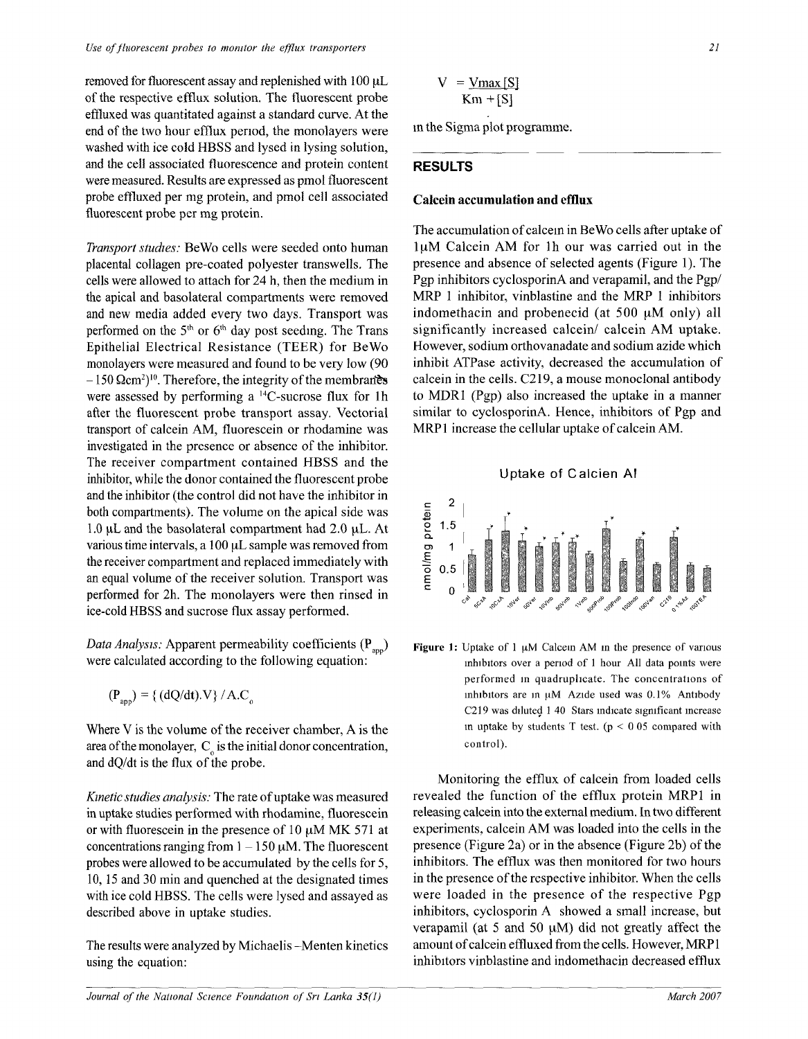removed for fluorescent assay and replenished with 100 μL of the respective efflux solution. The fluorescent probe effluxed was quantitated against a standard curve. At the end of the two hour efflux period, the monolayers were washed with ice cold HBSS and lysed in lysing solution, and the cell associated fluorescence and protein content were measured. Results are expressed as pmol fluorescent probe effluxed per mg protein, and pmol cell associated fluorescent probe per mg protein.

*Transport studies:* BeWo cells were seeded onto human placental collagen pre-coated polyester transwells. The cells were allowed to attach for 24 h, then the medium in the apical and basolateral compartments were removed and new media added every two days. Transport was performed on the 5th or 6th day post seeding. The Trans Epithelial Electrical Resistance (TEER) for BeWo monolayers were measured and found to be very low (90 – 150 $\Omega cm^2$)[10]. Therefore, the integrity of the membranes were assessed by performing a $^{14}$C-sucrose flux for 1h after the fluorescent probe transport assay. Vectorial transport of calcein AM, fluorescein or rhodamine was investigated in the presence or absence of the inhibitor. The receiver compartment contained HBSS and the inhibitor, while the donor contained the fluorescent probe and the inhibitor (the control did not have the inhibitor in both compartments). The volume on the apical side was 1.0 μL and the basolateral compartment had 2.0 μL. At various time intervals, a 100 μL sample was removed from the receiver compartment and replaced immediately with an equal volume of the receiver solution. Transport was performed for 2h. The monolayers were then rinsed in ice-cold HBSS and sucrose flux assay performed.

*Data Analysis:* Apparent permeability coefficients ($P_{app}$) were calculated according to the following equation:

$$(P_{app}) = \{(dQ/dt).V\} / A.C_0$$

Where V is the volume of the receiver chamber, A is the area of the monolayer, $C_0$ is the initial donor concentration, and dQ/dt is the flux of the probe.

*Kinetic studies analysis:* The rate of uptake was measured in uptake studies performed with rhodamine, fluorescein or with fluorescein in the presence of 10 μM MK 571 at concentrations ranging from 1 – 150 μM. The fluorescent probes were allowed to be accumulated by the cells for 5, 10, 15 and 30 min and quenched at the designated times with ice cold HBSS. The cells were lysed and assayed as described above in uptake studies.

The results were analyzed by Michaelis–Menten kinetics using the equation:

$$V = \frac{V_{max}[S]}{K_m + [S]}$$

in the Sigma plot programme.

## RESULTS

### Calcein accumulation and efflux

The accumulation of calcein in BeWo cells after uptake of 1μM Calcein AM for 1h our was carried out in the presence and absence of selected agents (Figure 1). The Pgp inhibitors cyclosporinA and verapamil, and the Pgp/ MRP 1 inhibitor, vinblastine and the MRP 1 inhibitors indomethacin and probenecid (at 500 μM only) all significantly increased calcein/ calcein AM uptake. However, sodium orthovanadate and sodium azide which inhibit ATPase activity, decreased the accumulation of calcein in the cells. C219, a mouse monoclonal antibody to MDR1 (Pgp) also increased the uptake in a manner similar to cyclosporinA. Hence, inhibitors of Pgp and MRP1 increase the cellular uptake of calcein AM.

**Figure 1:** Uptake of 1 μM Calcein AM in the presence of various inhibitors over a period of 1 hour All data points were performed in quadruplicate. The concentrations of inhibitors are in μM Azide used was 0.1% Antibody C219 was diluted 1 40 Stars indicate significant increase in uptake by students T test. ($p < 0.05$ compared with control).

Monitoring the efflux of calcein from loaded cells revealed the function of the efflux protein MRP1 in releasing calcein into the external medium. In two different experiments, calcein AM was loaded into the cells in the presence (Figure 2a) or in the absence (Figure 2b) of the inhibitors. The efflux was then monitored for two hours in the presence of the respective inhibitor. When the cells were loaded in the presence of the respective Pgp inhibitors, cyclosporin A showed a small increase, but verapamil (at 5 and 50 μM) did not greatly affect the amount of calcein effluxed from the cells. However, MRP1 inhibitors vinblastine and indomethacin decreased efflux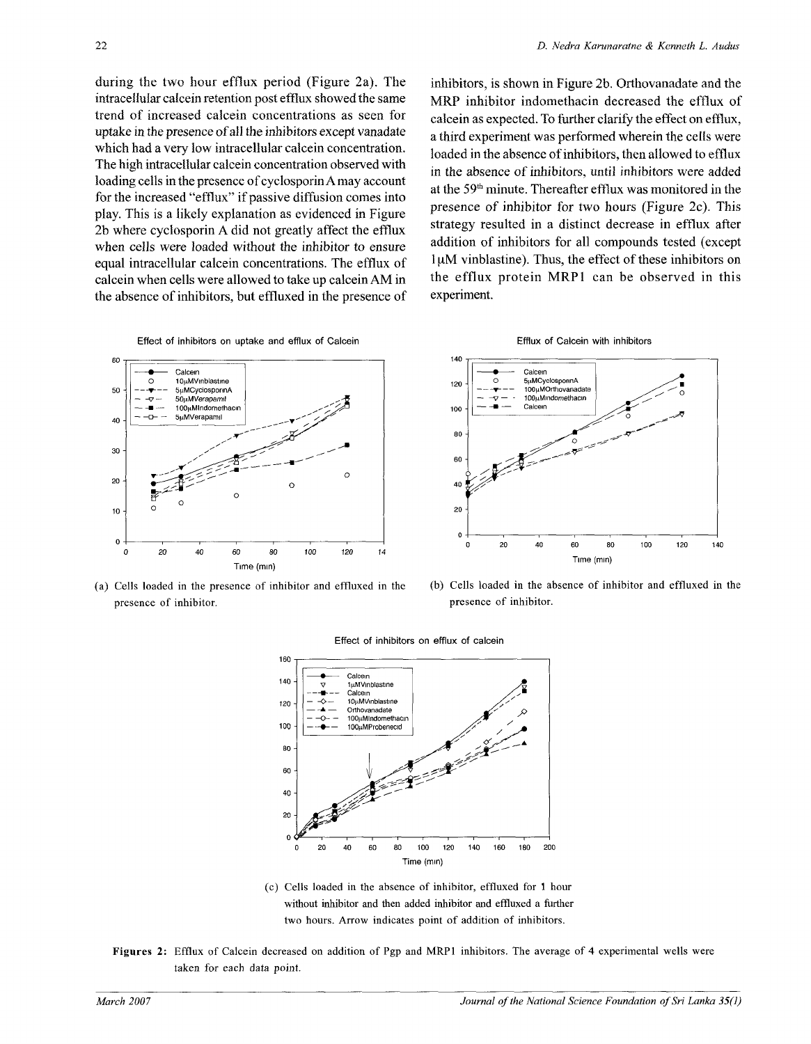during the two hour efflux period (Figure 2a). The intracellular calcein retention post efflux showed the same trend of increased calcein concentrations as seen for uptake in the presence of all the inhibitors except vanadate which had a very low intracellular calcein concentration. The high intracellular calcein concentration observed with loading cells in the presence of cyclosporin A may account for the increased "efflux" if passive diffusion comes into play. This is a likely explanation as evidenced in Figure 2b where cyclosporin A did not greatly affect the efflux when cells were loaded without the inhibitor to ensure equal intracellular calcein concentrations. The efflux of calcein when cells were allowed to take up calcein AM in the absence of inhibitors, but effluxed in the presence of inhibitors, is shown in Figure 2b. Orthovanadate and the MRP inhibitor indomethacin decreased the efflux of calcein as expected. To further clarify the effect on efflux, a third experiment was performed wherein the cells were loaded in the absence of inhibitors, then allowed to efflux in the absence of inhibitors, until inhibitors were added at the 59th minute. Thereafter efflux was monitored in the presence of inhibitor for two hours (Figure 2c). This strategy resulted in a distinct decrease in efflux after addition of inhibitors for all compounds tested (except 1 μM vinblastine). Thus, the effect of these inhibitors on the efflux protein MRP1 can be observed in this experiment.

(a) Cells loaded in the presence of inhibitor and effluxed in the presence of inhibitor.

(b) Cells loaded in the absence of inhibitor and effluxed in the presence of inhibitor.

(c) Cells loaded in the absence of inhibitor, effluxed for 1 hour without inhibitor and then added inhibitor and effluxed a further two hours. Arrow indicates point of addition of inhibitors.

**Figures 2:** Efflux of Calcein decreased on addition of Pgp and MRP1 inhibitors. The average of 4 experimental wells were taken for each data point.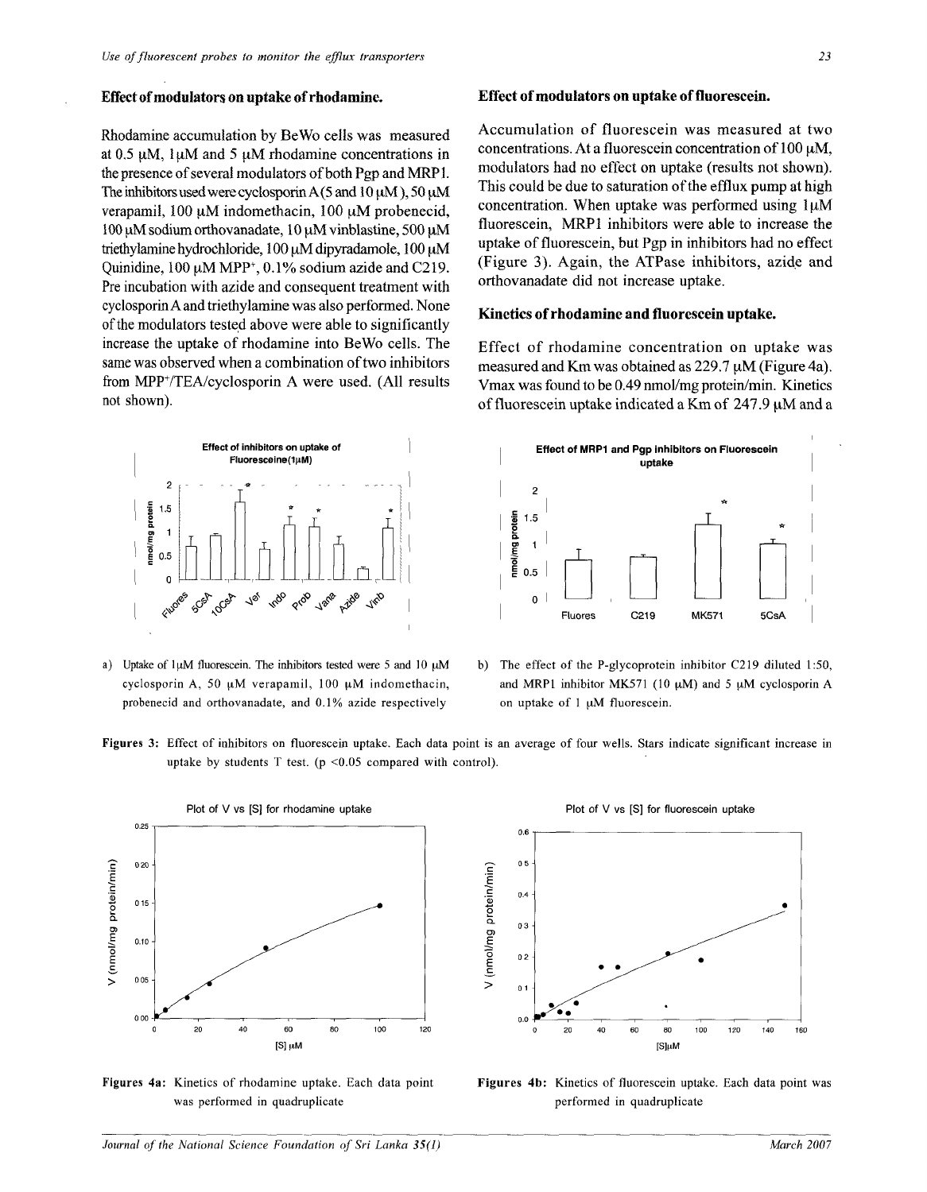### Effect of modulators on uptake of rhodamine.

Rhodamine accumulation by BeWo cells was measured at 0.5 μM, 1μM and 5 μM rhodamine concentrations in the presence of several modulators of both Pgp and MRP1. The inhibitors used were cyclosporin A (5 and 10 μM), 50 μM verapamil, 100 μM indomethacin, 100 μM probenecid, 100 μM sodium orthovanadate, 10 μM vinblastine, 500 μM triethylamine hydrochloride, 100 μM dipyradamole, 100 μM Quinidine, 100 μM $MPP^+$, 0.1% sodium azide and C219. Pre incubation with azide and consequent treatment with cyclosporin A and triethylamine was also performed. None of the modulators tested above were able to significantly increase the uptake of rhodamine into BeWo cells. The same was observed when a combination of two inhibitors from $MPP^+$/TEA/cyclosporin A were used. (All results not shown).

### Effect of modulators on uptake of fluorescein.

Accumulation of fluorescein was measured at two concentrations. At a fluorescein concentration of 100 μM, modulators had no effect on uptake (results not shown). This could be due to saturation of the efflux pump at high concentration. When uptake was performed using 1μM fluorescein, MRP1 inhibitors were able to increase the uptake of fluorescein, but Pgp in inhibitors had no effect (Figure 3). Again, the ATPase inhibitors, azide and orthovanadate did not increase uptake.

### Kinetics of rhodamine and fluorescein uptake.

Effect of rhodamine concentration on uptake was measured and Km was obtained as 229.7 μM (Figure 4a). Vmax was found to be 0.49 nmol/mg protein/min. Kinetics of fluorescein uptake indicated a Km of 247.9 μM and a

a) Uptake of 1μM fluorescein. The inhibitors tested were 5 and 10 μM cyclosporin A, 50 μM verapamil, 100 μM indomethacin, probenecid and orthovanadate, and 0.1% azide respectively

b) The effect of the P-glycoprotein inhibitor C219 diluted 1:50, and MRP1 inhibitor MK571 (10 μM) and 5 μM cyclosporin A on uptake of 1 μM fluorescein.

**Figures 3:** Effect of inhibitors on fluorescein uptake. Each data point is an average of four wells. Stars indicate significant increase in uptake by students T test. ($p < 0.05$ compared with control).

**Figures 4a:** Kinetics of rhodamine uptake. Each data point was performed in quadruplicate

**Figures 4b:** Kinetics of fluorescein uptake. Each data point was performed in quadruplicate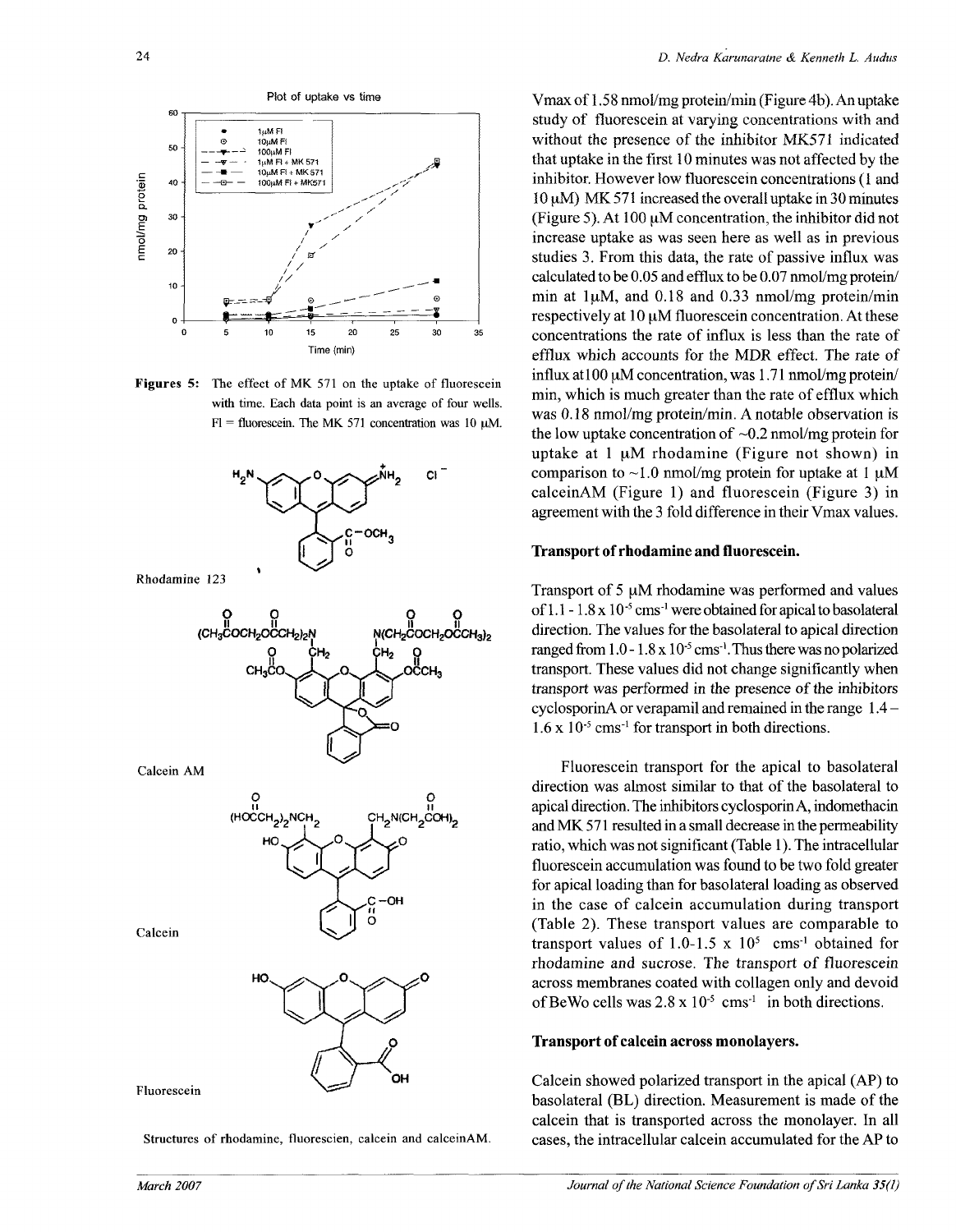Figures 5: The effect of MK 571 on the uptake of fluorescein with time. Each data point is an average of four wells. Fl = fluorescein. The MK 571 concentration was 10 μM.

Rhodamine 123

Calcein AM

Calcein

Fluorescein

Structures of rhodamine, fluorescien, calcein and calceinAM.

Vmax of 1.58 nmol/mg protein/min (Figure 4b). An uptake study of fluorescein at varying concentrations with and without the presence of the inhibitor MK571 indicated that uptake in the first 10 minutes was not affected by the inhibitor. However low fluorescein concentrations (1 and 10 μM) MK 571 increased the overall uptake in 30 minutes (Figure 5). At 100 μM concentration, the inhibitor did not increase uptake as was seen here as well as in previous studies 3. From this data, the rate of passive influx was calculated to be 0.05 and efflux to be 0.07 nmol/mg protein/min at 1μM, and 0.18 and 0.33 nmol/mg protein/min respectively at 10 μM fluorescein concentration. At these concentrations the rate of influx is less than the rate of efflux which accounts for the MDR effect. The rate of influx at100 μM concentration, was 1.71 nmol/mg protein/min, which is much greater than the rate of efflux which was 0.18 nmol/mg protein/min. A notable observation is the low uptake concentration of ~0.2 nmol/mg protein for uptake at 1 μM rhodamine (Figure not shown) in comparison to ~1.0 nmol/mg protein for uptake at 1 μM calceinAM (Figure 1) and fluorescein (Figure 3) in agreement with the 3 fold difference in their Vmax values.

### Transport of rhodamine and fluorescein.

Transport of 5 μM rhodamine was performed and values of 1.1 - 1.8 x $10^{-5}$ $cms^{-1}$ were obtained for apical to basolateral direction. The values for the basolateral to apical direction ranged from 1.0 - 1.8 x $10^{-5}$ $cms^{-1}$. Thus there was no polarized transport. These values did not change significantly when transport was performed in the presence of the inhibitors cyclosporinA or verapamil and remained in the range 1.4 – 1.6 x $10^{-5}$ $cms^{-1}$ for transport in both directions.

Fluorescein transport for the apical to basolateral direction was almost similar to that of the basolateral to apical direction. The inhibitors cyclosporin A, indomethacin and MK 571 resulted in a small decrease in the permeability ratio, which was not significant (Table 1). The intracellular fluorescein accumulation was found to be two fold greater for apical loading than for basolateral loading as observed in the case of calcein accumulation during transport (Table 2). These transport values are comparable to transport values of 1.0-1.5 x $10^{5}$ $cms^{-1}$ obtained for rhodamine and sucrose. The transport of fluorescein across membranes coated with collagen only and devoid of BeWo cells was 2.8 x $10^{-5}$ $cms^{-1}$ in both directions.

### Transport of calcein across monolayers.

Calcein showed polarized transport in the apical (AP) to basolateral (BL) direction. Measurement is made of the calcein that is transported across the monolayer. In all cases, the intracellular calcein accumulated for the AP to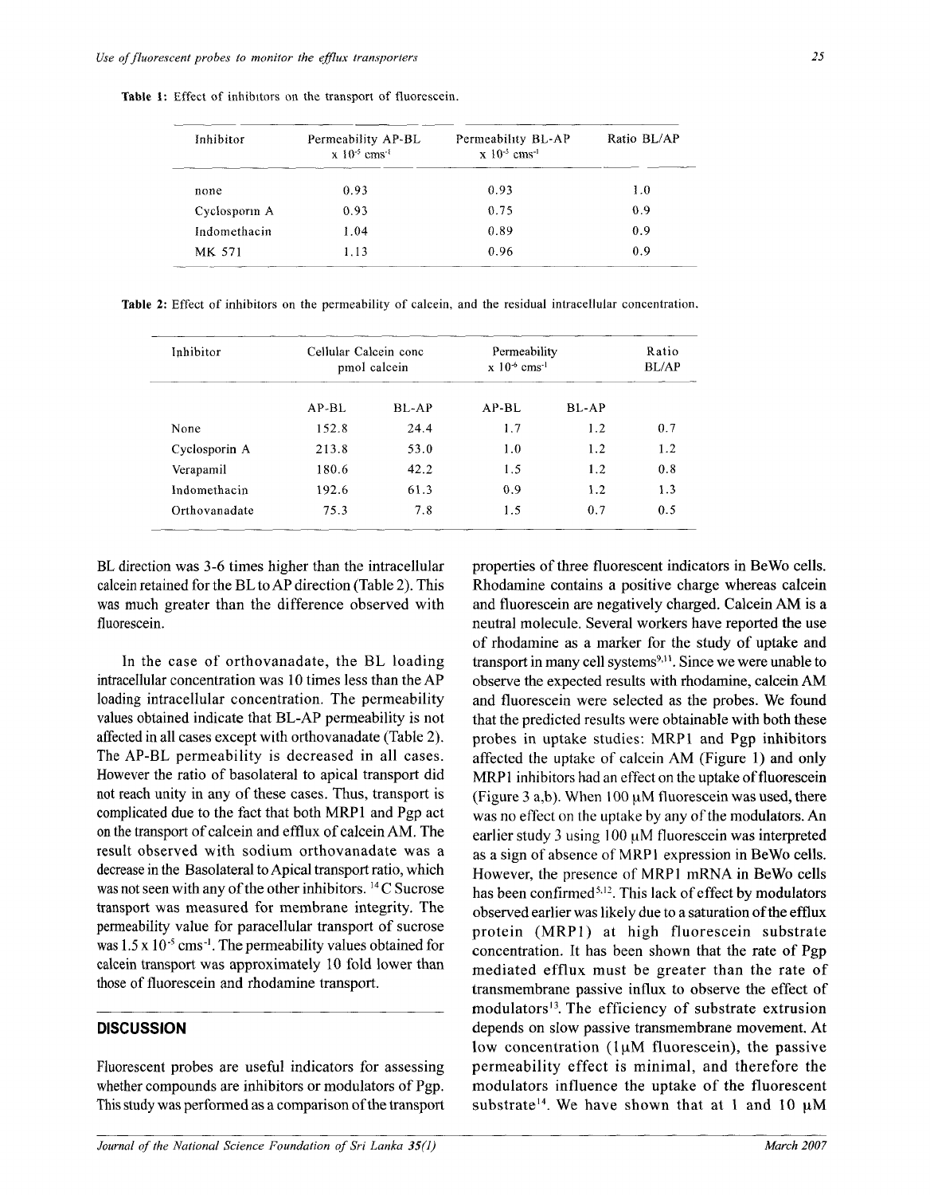**Table 1:** Effect of inhibitors on the transport of fluorescein.

| Inhibitor | Permeability AP-BL x $10^{-5}$ $cms^{-1}$ | Permeability BL-AP x $10^{-5}$ $cms^{-1}$ | Ratio BL/AP |
|---|---|---|---|
| none | 0.93 | 0.93 | 1.0 |
| Cyclosporin A | 0.93 | 0.75 | 0.9 |
| Indomethacin | 1.04 | 0.89 | 0.9 |
| MK 571 | 1.13 | 0.96 | 0.9 |

**Table 2:** Effect of inhibitors on the permeability of calcein, and the residual intracellular concentration.

| Inhibitor | Cellular Calcein conc pmol calcein | | Permeability x $10^{-6}$ $cms^{-1}$ | | Ratio BL/AP |
|---|---|---|---|---|---|
| | AP-BL | BL-AP | AP-BL | BL-AP | |
| None | 152.8 | 24.4 | 1.7 | 1.2 | 0.7 |
| Cyclosporin A | 213.8 | 53.0 | 1.0 | 1.2 | 1.2 |
| Verapamil | 180.6 | 42.2 | 1.5 | 1.2 | 0.8 |
| Indomethacin | 192.6 | 61.3 | 0.9 | 1.2 | 1.3 |
| Orthovanadate | 75.3 | 7.8 | 1.5 | 0.7 | 0.5 |

BL direction was 3-6 times higher than the intracellular calcein retained for the BL to AP direction (Table 2). This was much greater than the difference observed with fluorescein.

In the case of orthovanadate, the BL loading intracellular concentration was 10 times less than the AP loading intracellular concentration. The permeability values obtained indicate that BL-AP permeability is not affected in all cases except with orthovanadate (Table 2). The AP-BL permeability is decreased in all cases. However the ratio of basolateral to apical transport did not reach unity in any of these cases. Thus, transport is complicated due to the fact that both MRP1 and Pgp act on the transport of calcein and efflux of calcein AM. The result observed with sodium orthovanadate was a decrease in the Basolateral to Apical transport ratio, which was not seen with any of the other inhibitors. $^{14}C$ Sucrose transport was measured for membrane integrity. The permeability value for paracellular transport of sucrose was $1.5 \times 10^{-5}$ $cms^{-1}$. The permeability values obtained for calcein transport was approximately 10 fold lower than those of fluorescein and rhodamine transport.

## DISCUSSION

Fluorescent probes are useful indicators for assessing whether compounds are inhibitors or modulators of Pgp. This study was performed as a comparison of the transport properties of three fluorescent indicators in BeWo cells. Rhodamine contains a positive charge whereas calcein and fluorescein are negatively charged. Calcein AM is a neutral molecule. Several workers have reported the use of rhodamine as a marker for the study of uptake and transport in many cell systems[9,11]. Since we were unable to observe the expected results with rhodamine, calcein AM and fluorescein were selected as the probes. We found that the predicted results were obtainable with both these probes in uptake studies: MRP1 and Pgp inhibitors affected the uptake of calcein AM (Figure 1) and only MRP1 inhibitors had an effect on the uptake of fluorescein (Figure 3 a,b). When 100 μM fluorescein was used, there was no effect on the uptake by any of the modulators. An earlier study 3 using 100 μM fluorescein was interpreted as a sign of absence of MRP1 expression in BeWo cells. However, the presence of MRP1 mRNA in BeWo cells has been confirmed[5,12]. This lack of effect by modulators observed earlier was likely due to a saturation of the efflux protein (MRP1) at high fluorescein substrate concentration. It has been shown that the rate of Pgp mediated efflux must be greater than the rate of transmembrane passive influx to observe the effect of modulators[13]. The efficiency of substrate extrusion depends on slow passive transmembrane movement. At low concentration (1μM fluorescein), the passive permeability effect is minimal, and therefore the modulators influence the uptake of the fluorescent substrate[14]. We have shown that at 1 and 10 μM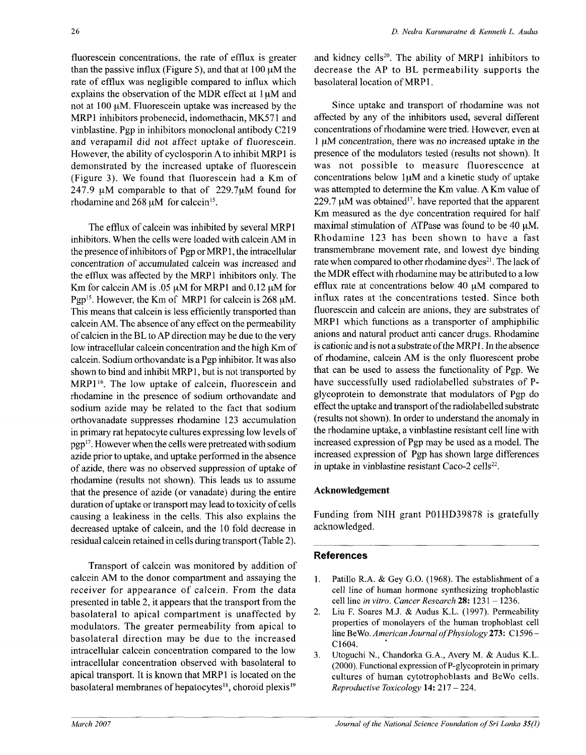fluorescein concentrations, the rate of efflux is greater than the passive influx (Figure 5), and that at 100 μM the rate of efflux was negligible compared to influx which explains the observation of the MDR effect at 1 μM and not at 100 μM. Fluorescein uptake was increased by the MRP1 inhibitors probenecid, indomethacin, MK571 and vinblastine. Pgp in inhibitors monoclonal antibody C219 and verapamil did not affect uptake of fluorescein. However, the ability of cyclosporin A to inhibit MRP1 is demonstrated by the increased uptake of fluorescein (Figure 3). We found that fluorescein had a Km of 247.9 μM comparable to that of 229.7μM found for rhodamine and 268 μM for calcein[15].

The efflux of calcein was inhibited by several MRP1 inhibitors. When the cells were loaded with calcein AM in the presence of inhibitors of Pgp or MRP1, the intracellular concentration of accumulated calcein was increased and the efflux was affected by the MRP1 inhibitors only. The Km for calcein AM is .05 μM for MRP1 and 0.12 μM for Pgp[15]. However, the Km of MRP1 for calcein is 268 μM. This means that calcein is less efficiently transported than calcein AM. The absence of any effect on the permeability of calcien in the BL to AP direction may be due to the very low intracellular calcein concentration and the high Km of calcein. Sodium orthovandate is a Pgp inhibitor. It was also shown to bind and inhibit MRP1, but is not transported by MRP1[16]. The low uptake of calcein, fluorescein and rhodamine in the presence of sodium orthovandate and sodium azide may be related to the fact that sodium orthovanadate suppresses rhodamine 123 accumulation in primary rat hepatocyte cultures expressing low levels of pgp[17]. However when the cells were pretreated with sodium azide prior to uptake, and uptake performed in the absence of azide, there was no observed suppression of uptake of rhodamine (results not shown). This leads us to assume that the presence of azide (or vanadate) during the entire duration of uptake or transport may lead to toxicity of cells causing a leakiness in the cells. This also explains the decreased uptake of calcein, and the 10 fold decrease in residual calcein retained in cells during transport (Table 2).

Transport of calcein was monitored by addition of calcein AM to the donor compartment and assaying the receiver for appearance of calcein. From the data presented in table 2, it appears that the transport from the basolateral to apical compartment is unaffected by modulators. The greater permeability from apical to basolateral direction may be due to the increased intracellular calcein concentration compared to the low intracellular concentration observed with basolateral to apical transport. It is known that MRP1 is located on the basolateral membranes of hepatocytes[18], choroid plexis[19] and kidney cells[20]. The ability of MRP1 inhibitors to decrease the AP to BL permeability supports the basolateral location of MRP1.

Since uptake and transport of rhodamine was not affected by any of the inhibitors used, several different concentrations of rhodamine were tried. However, even at 1 μM concentration, there was no increased uptake in the presence of the modulators tested (results not shown). It was not possible to measure fluorescence at concentrations below 1μM and a kinetic study of uptake was attempted to determine the Km value. A Km value of 229.7 μM was obtained[17]. have reported that the apparent Km measured as the dye concentration required for half maximal stimulation of ATPase was found to be 40 μM. Rhodamine 123 has been shown to have a fast transmembrane movement rate, and lowest dye binding rate when compared to other rhodamine dyes[21]. The lack of the MDR effect with rhodamine may be attributed to a low efflux rate at concentrations below 40 μM compared to influx rates at the concentrations tested. Since both fluorescein and calcein are anions, they are substrates of MRP1 which functions as a transporter of amphiphilic anions and natural product anti cancer drugs. Rhodamine is cationic and is not a substrate of the MRP1. In the absence of rhodamine, calcein AM is the only fluorescent probe that can be used to assess the functionality of Pgp. We have successfully used radiolabelled substrates of P-glycoprotein to demonstrate that modulators of Pgp do effect the uptake and transport of the radiolabelled substrate (results not shown). In order to understand the anomaly in the rhodamine uptake, a vinblastine resistant cell line with increased expression of Pgp may be used as a model. The increased expression of Pgp has shown large differences in uptake in vinblastine resistant Caco-2 cells[22].

## Acknowledgement

Funding from NIH grant P01HD39878 is gratefully acknowledged.

## References

1. Patillo R.A. & Gey G.O. (1968). The establishment of a cell line of human hormone synthesizing trophoblastic cell line *in vitro*. *Cancer Research* **28:** 1231 – 1236.
2. Liu F. Soares M.J. & Audus K.L. (1997). Permeability properties of monolayers of the human trophoblast cell line BeWo. *American Journal of Physiology* **273:** C1596 – C1604.
3. Utoguchi N., Chandorka G.A., Avery M. & Audus K.L. (2000). Functional expression of P-glycoprotein in primary cultures of human cytotrophoblasts and BeWo cells. *Reproductive Toxicology* **14:** 217 – 224.